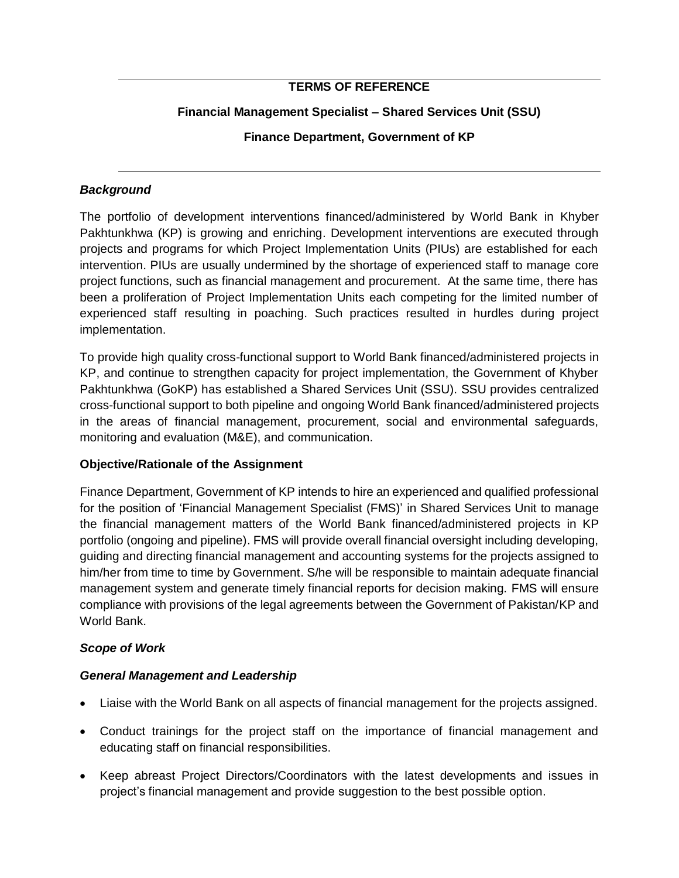**TERMS OF REFERENCE**

**Financial Management Specialist – Shared Services Unit (SSU)**

**Finance Department, Government of KP**

---

### *Background*

The portfolio of development interventions financed/administered by World Bank in Khyber Pakhtunkhwa (KP) is growing and enriching. Development interventions are executed through projects and programs for which Project Implementation Units (PIUs) are established for each intervention. PIUs are usually undermined by the shortage of experienced staff to manage core project functions, such as financial management and procurement. At the same time, there has been a proliferation of Project Implementation Units each competing for the limited number of experienced staff resulting in poaching. Such practices resulted in hurdles during project implementation.

To provide high quality cross-functional support to World Bank financed/administered projects in KP, and continue to strengthen capacity for project implementation, the Government of Khyber Pakhtunkhwa (GoKP) has established a Shared Services Unit (SSU). SSU provides centralized cross-functional support to both pipeline and ongoing World Bank financed/administered projects in the areas of financial management, procurement, social and environmental safeguards, monitoring and evaluation (M&E), and communication.

### Objective/Rationale of the Assignment

Finance Department, Government of KP intends to hire an experienced and qualified professional for the position of 'Financial Management Specialist (FMS)' in Shared Services Unit to manage the financial management matters of the World Bank financed/administered projects in KP portfolio (ongoing and pipeline). FMS will provide overall financial oversight including developing, guiding and directing financial management and accounting systems for the projects assigned to him/her from time to time by Government. S/he will be responsible to maintain adequate financial management system and generate timely financial reports for decision making. FMS will ensure compliance with provisions of the legal agreements between the Government of Pakistan/KP and World Bank.

### *Scope of Work*

#### *General Management and Leadership*

- Liaise with the World Bank on all aspects of financial management for the projects assigned.
- Conduct trainings for the project staff on the importance of financial management and educating staff on financial responsibilities.
- Keep abreast Project Directors/Coordinators with the latest developments and issues in project's financial management and provide suggestion to the best possible option.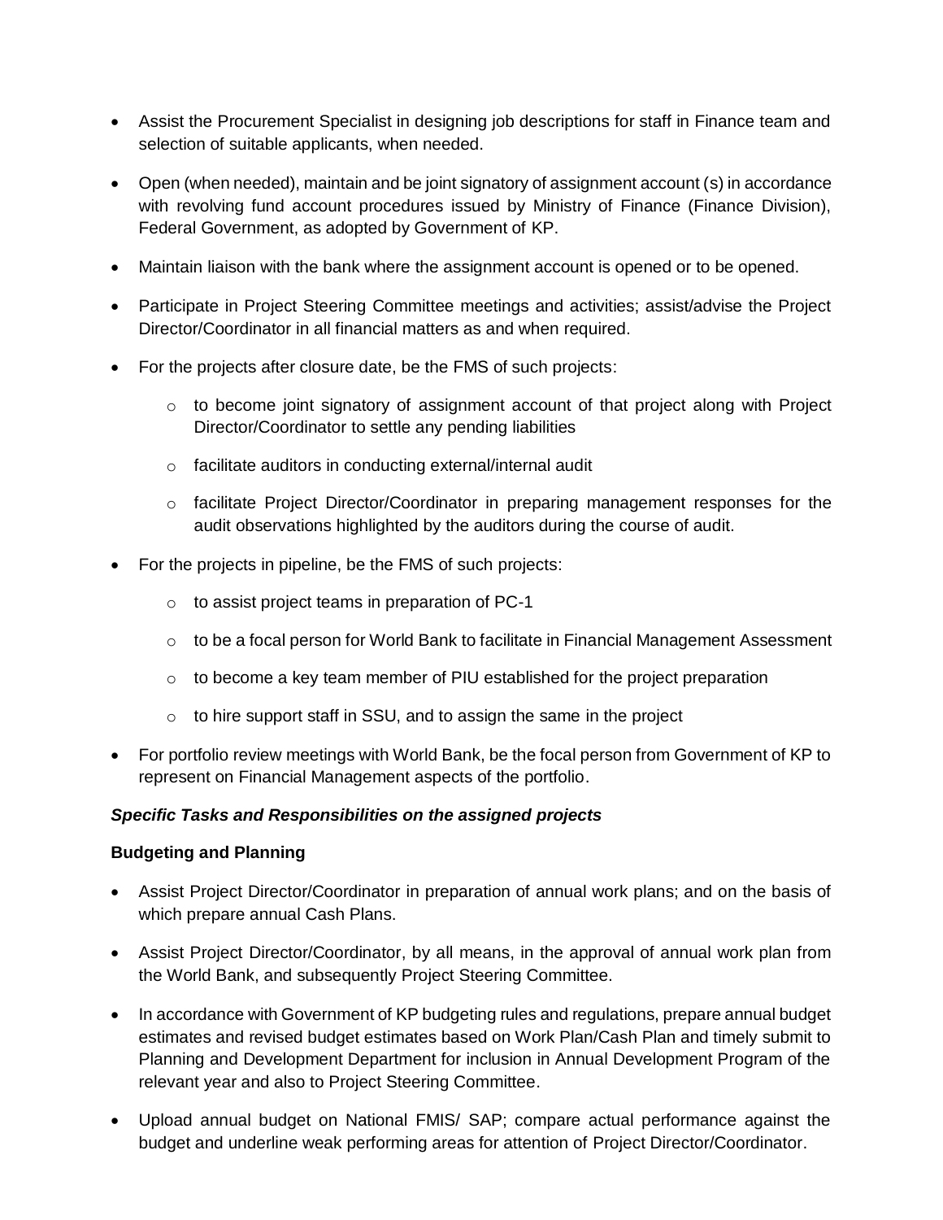- Assist the Procurement Specialist in designing job descriptions for staff in Finance team and selection of suitable applicants, when needed.
- Open (when needed), maintain and be joint signatory of assignment account (s) in accordance with revolving fund account procedures issued by Ministry of Finance (Finance Division), Federal Government, as adopted by Government of KP.
- Maintain liaison with the bank where the assignment account is opened or to be opened.
- Participate in Project Steering Committee meetings and activities; assist/advise the Project Director/Coordinator in all financial matters as and when required.
- For the projects after closure date, be the FMS of such projects:
  - to become joint signatory of assignment account of that project along with Project Director/Coordinator to settle any pending liabilities
  - facilitate auditors in conducting external/internal audit
  - facilitate Project Director/Coordinator in preparing management responses for the audit observations highlighted by the auditors during the course of audit.
- For the projects in pipeline, be the FMS of such projects:
  - to assist project teams in preparation of PC-1
  - to be a focal person for World Bank to facilitate in Financial Management Assessment
  - to become a key team member of PIU established for the project preparation
  - to hire support staff in SSU, and to assign the same in the project
- For portfolio review meetings with World Bank, be the focal person from Government of KP to represent on Financial Management aspects of the portfolio.

***Specific Tasks and Responsibilities on the assigned projects***

**Budgeting and Planning**

- Assist Project Director/Coordinator in preparation of annual work plans; and on the basis of which prepare annual Cash Plans.
- Assist Project Director/Coordinator, by all means, in the approval of annual work plan from the World Bank, and subsequently Project Steering Committee.
- In accordance with Government of KP budgeting rules and regulations, prepare annual budget estimates and revised budget estimates based on Work Plan/Cash Plan and timely submit to Planning and Development Department for inclusion in Annual Development Program of the relevant year and also to Project Steering Committee.
- Upload annual budget on National FMIS/ SAP; compare actual performance against the budget and underline weak performing areas for attention of Project Director/Coordinator.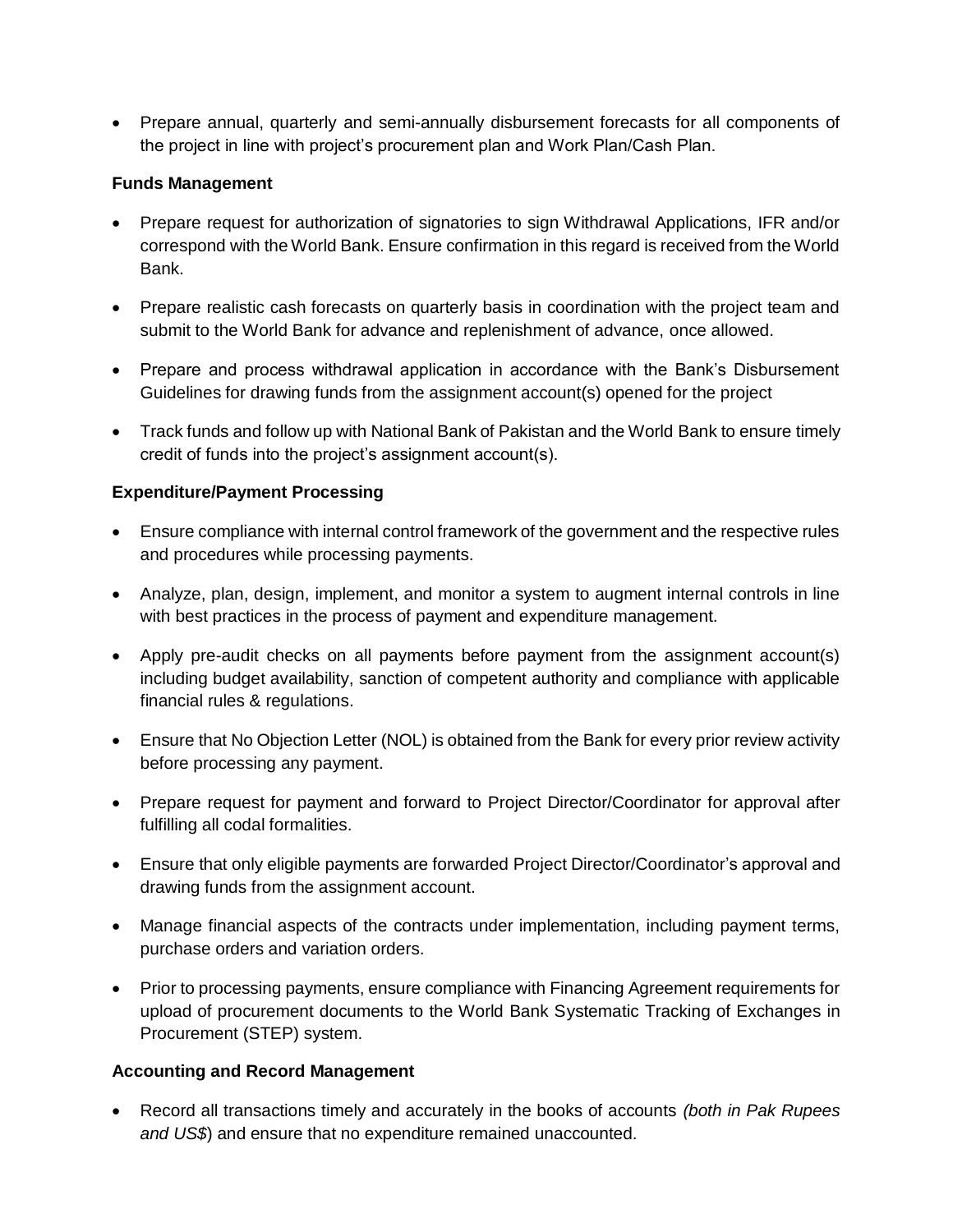- Prepare annual, quarterly and semi-annually disbursement forecasts for all components of the project in line with project's procurement plan and Work Plan/Cash Plan.

**Funds Management**

- Prepare request for authorization of signatories to sign Withdrawal Applications, IFR and/or correspond with the World Bank. Ensure confirmation in this regard is received from the World Bank.
- Prepare realistic cash forecasts on quarterly basis in coordination with the project team and submit to the World Bank for advance and replenishment of advance, once allowed.
- Prepare and process withdrawal application in accordance with the Bank's Disbursement Guidelines for drawing funds from the assignment account(s) opened for the project
- Track funds and follow up with National Bank of Pakistan and the World Bank to ensure timely credit of funds into the project's assignment account(s).

**Expenditure/Payment Processing**

- Ensure compliance with internal control framework of the government and the respective rules and procedures while processing payments.
- Analyze, plan, design, implement, and monitor a system to augment internal controls in line with best practices in the process of payment and expenditure management.
- Apply pre-audit checks on all payments before payment from the assignment account(s) including budget availability, sanction of competent authority and compliance with applicable financial rules & regulations.
- Ensure that No Objection Letter (NOL) is obtained from the Bank for every prior review activity before processing any payment.
- Prepare request for payment and forward to Project Director/Coordinator for approval after fulfilling all codal formalities.
- Ensure that only eligible payments are forwarded Project Director/Coordinator's approval and drawing funds from the assignment account.
- Manage financial aspects of the contracts under implementation, including payment terms, purchase orders and variation orders.
- Prior to processing payments, ensure compliance with Financing Agreement requirements for upload of procurement documents to the World Bank Systematic Tracking of Exchanges in Procurement (STEP) system.

**Accounting and Record Management**

- Record all transactions timely and accurately in the books of accounts *(both in Pak Rupees and US$)* and ensure that no expenditure remained unaccounted.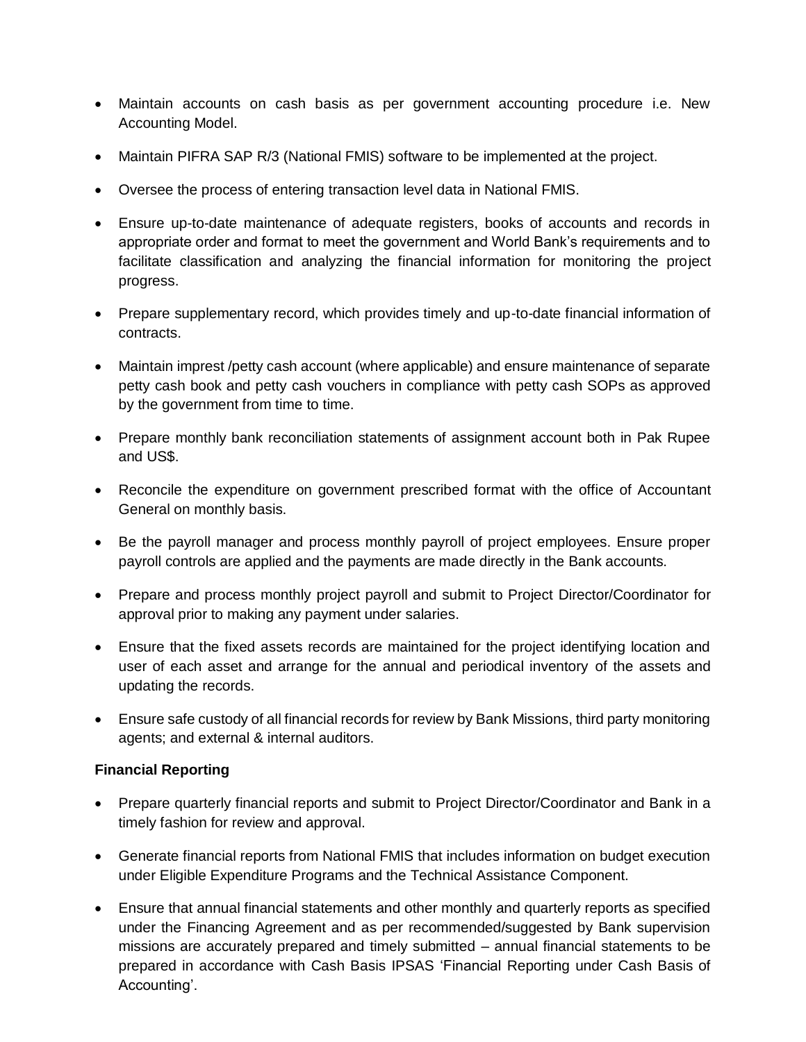- Maintain accounts on cash basis as per government accounting procedure i.e. New Accounting Model.
- Maintain PIFRA SAP R/3 (National FMIS) software to be implemented at the project.
- Oversee the process of entering transaction level data in National FMIS.
- Ensure up-to-date maintenance of adequate registers, books of accounts and records in appropriate order and format to meet the government and World Bank's requirements and to facilitate classification and analyzing the financial information for monitoring the project progress.
- Prepare supplementary record, which provides timely and up-to-date financial information of contracts.
- Maintain imprest /petty cash account (where applicable) and ensure maintenance of separate petty cash book and petty cash vouchers in compliance with petty cash SOPs as approved by the government from time to time.
- Prepare monthly bank reconciliation statements of assignment account both in Pak Rupee and US$.
- Reconcile the expenditure on government prescribed format with the office of Accountant General on monthly basis.
- Be the payroll manager and process monthly payroll of project employees. Ensure proper payroll controls are applied and the payments are made directly in the Bank accounts.
- Prepare and process monthly project payroll and submit to Project Director/Coordinator for approval prior to making any payment under salaries.
- Ensure that the fixed assets records are maintained for the project identifying location and user of each asset and arrange for the annual and periodical inventory of the assets and updating the records.
- Ensure safe custody of all financial records for review by Bank Missions, third party monitoring agents; and external & internal auditors.

**Financial Reporting**

- Prepare quarterly financial reports and submit to Project Director/Coordinator and Bank in a timely fashion for review and approval.
- Generate financial reports from National FMIS that includes information on budget execution under Eligible Expenditure Programs and the Technical Assistance Component.
- Ensure that annual financial statements and other monthly and quarterly reports as specified under the Financing Agreement and as per recommended/suggested by Bank supervision missions are accurately prepared and timely submitted – annual financial statements to be prepared in accordance with Cash Basis IPSAS 'Financial Reporting under Cash Basis of Accounting'.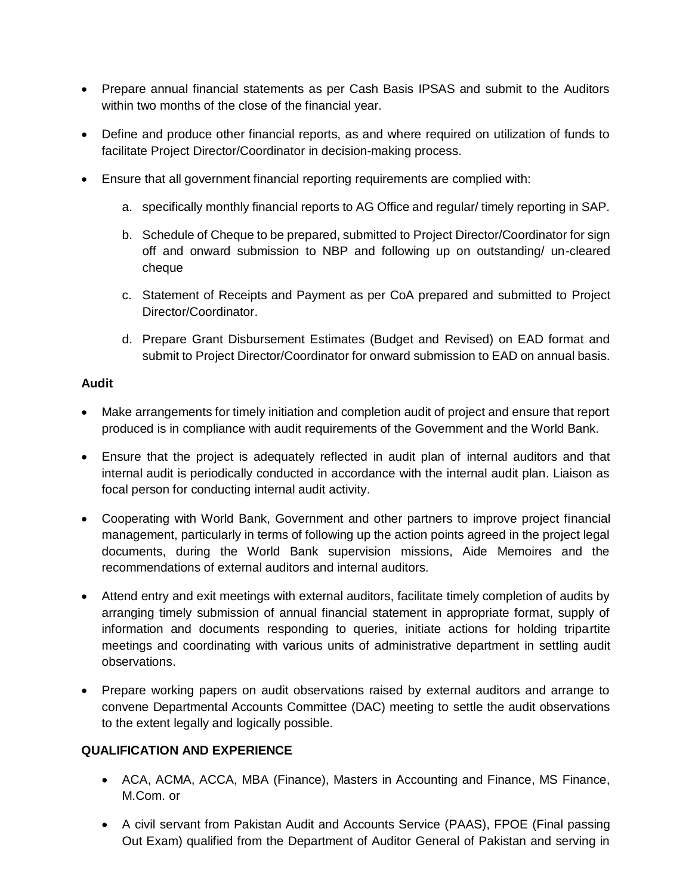- Prepare annual financial statements as per Cash Basis IPSAS and submit to the Auditors within two months of the close of the financial year.
- Define and produce other financial reports, as and where required on utilization of funds to facilitate Project Director/Coordinator in decision-making process.
- Ensure that all government financial reporting requirements are complied with:
  a. specifically monthly financial reports to AG Office and regular/ timely reporting in SAP.
  b. Schedule of Cheque to be prepared, submitted to Project Director/Coordinator for sign off and onward submission to NBP and following up on outstanding/ un-cleared cheque
  c. Statement of Receipts and Payment as per CoA prepared and submitted to Project Director/Coordinator.
  d. Prepare Grant Disbursement Estimates (Budget and Revised) on EAD format and submit to Project Director/Coordinator for onward submission to EAD on annual basis.

**Audit**

- Make arrangements for timely initiation and completion audit of project and ensure that report produced is in compliance with audit requirements of the Government and the World Bank.
- Ensure that the project is adequately reflected in audit plan of internal auditors and that internal audit is periodically conducted in accordance with the internal audit plan. Liaison as focal person for conducting internal audit activity.
- Cooperating with World Bank, Government and other partners to improve project financial management, particularly in terms of following up the action points agreed in the project legal documents, during the World Bank supervision missions, Aide Memoires and the recommendations of external auditors and internal auditors.
- Attend entry and exit meetings with external auditors, facilitate timely completion of audits by arranging timely submission of annual financial statement in appropriate format, supply of information and documents responding to queries, initiate actions for holding tripartite meetings and coordinating with various units of administrative department in settling audit observations.
- Prepare working papers on audit observations raised by external auditors and arrange to convene Departmental Accounts Committee (DAC) meeting to settle the audit observations to the extent legally and logically possible.

**QUALIFICATION AND EXPERIENCE**

- ACA, ACMA, ACCA, MBA (Finance), Masters in Accounting and Finance, MS Finance, M.Com. or
- A civil servant from Pakistan Audit and Accounts Service (PAAS), FPOE (Final passing Out Exam) qualified from the Department of Auditor General of Pakistan and serving in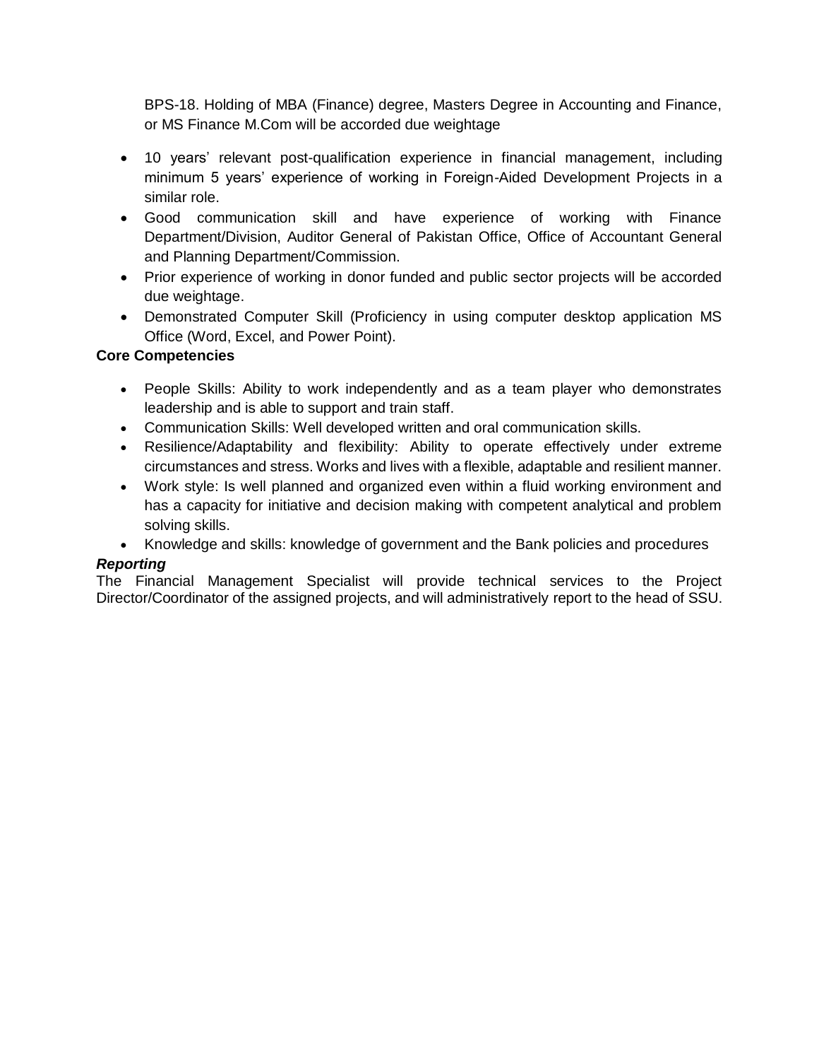BPS-18. Holding of MBA (Finance) degree, Masters Degree in Accounting and Finance, or MS Finance M.Com will be accorded due weightage

- 10 years' relevant post-qualification experience in financial management, including minimum 5 years' experience of working in Foreign-Aided Development Projects in a similar role.
- Good communication skill and have experience of working with Finance Department/Division, Auditor General of Pakistan Office, Office of Accountant General and Planning Department/Commission.
- Prior experience of working in donor funded and public sector projects will be accorded due weightage.
- Demonstrated Computer Skill (Proficiency in using computer desktop application MS Office (Word, Excel, and Power Point).

**Core Competencies**

- People Skills: Ability to work independently and as a team player who demonstrates leadership and is able to support and train staff.
- Communication Skills: Well developed written and oral communication skills.
- Resilience/Adaptability and flexibility: Ability to operate effectively under extreme circumstances and stress. Works and lives with a flexible, adaptable and resilient manner.
- Work style: Is well planned and organized even within a fluid working environment and has a capacity for initiative and decision making with competent analytical and problem solving skills.
- Knowledge and skills: knowledge of government and the Bank policies and procedures

***Reporting***

The Financial Management Specialist will provide technical services to the Project Director/Coordinator of the assigned projects, and will administratively report to the head of SSU.